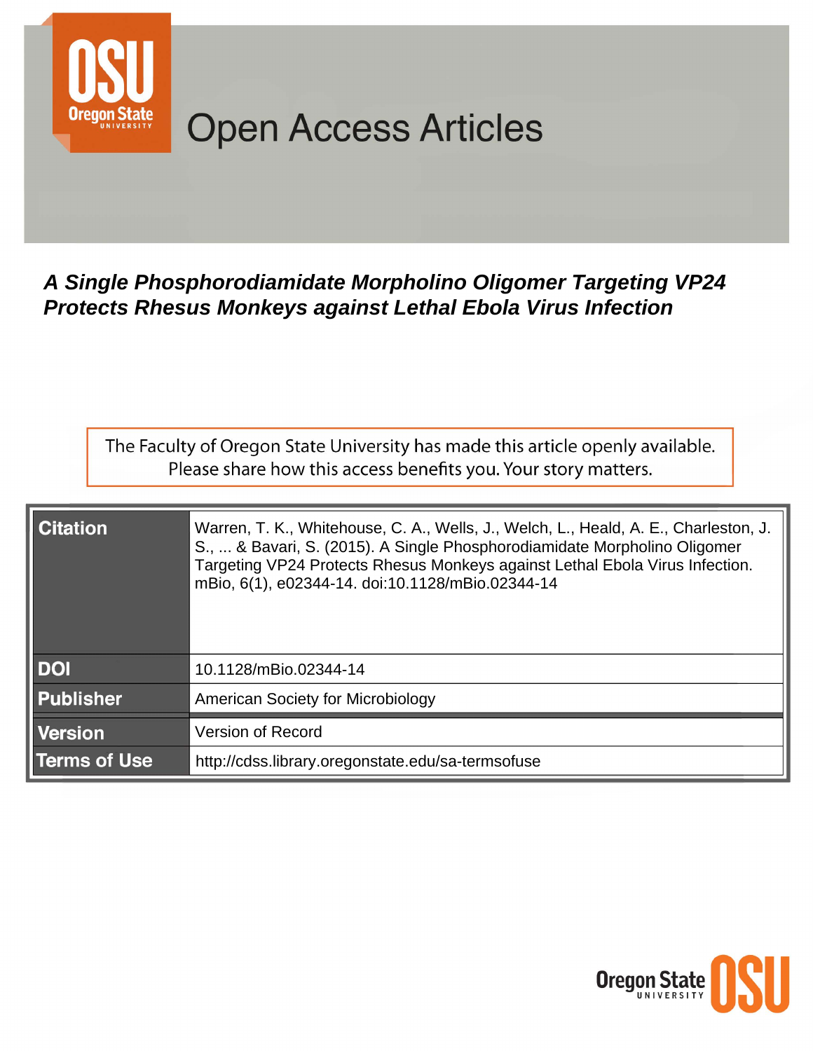# Open Access Articles

***A Single Phosphorodiamidate Morpholino Oligomer Targeting VP24 Protects Rhesus Monkeys against Lethal Ebola Virus Infection***

The Faculty of Oregon State University has made this article openly available. Please share how this access benefits you. Your story matters.

| | |
|---|---|
| **Citation** | Warren, T. K., Whitehouse, C. A., Wells, J., Welch, L., Heald, A. E., Charleston, J. S., ... & Bavari, S. (2015). A Single Phosphorodiamidate Morpholino Oligomer Targeting VP24 Protects Rhesus Monkeys against Lethal Ebola Virus Infection. mBio, 6(1), e02344-14. doi:10.1128/mBio.02344-14 |
| **DOI** | 10.1128/mBio.02344-14 |
| **Publisher** | American Society for Microbiology |
| **Version** | Version of Record |
| **Terms of Use** | http://cdss.library.oregonstate.edu/sa-termsofuse |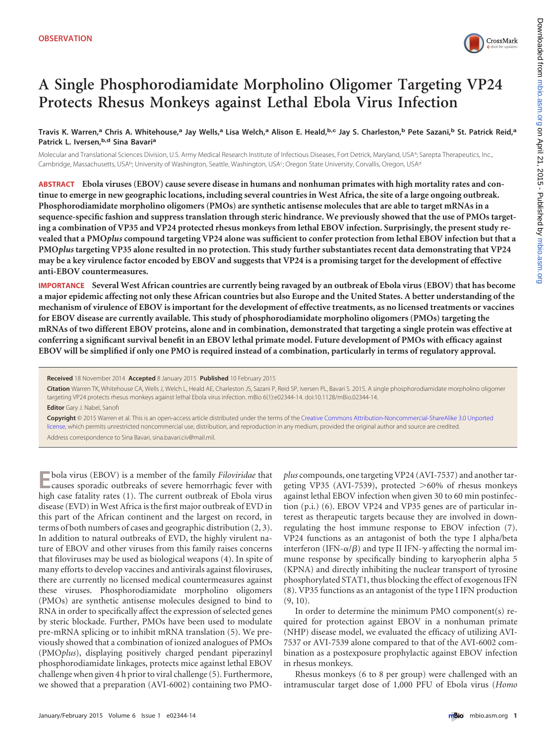# A Single Phosphorodiamidate Morpholino Oligomer Targeting VP24 Protects Rhesus Monkeys against Lethal Ebola Virus Infection

**Travis K. Warren,[a] Chris A. Whitehouse,[a] Jay Wells,[a] Lisa Welch,[a] Alison E. Heald,[b,c] Jay S. Charleston,[b] Pete Sazani,[b] St. Patrick Reid,[a] Patrick L. Iversen,[b,d] Sina Bavari[a]**

Molecular and Translational Sciences Division, U.S. Army Medical Research Institute of Infectious Diseases, Fort Detrick, Maryland, USA[a]; Sarepta Therapeutics, Inc., Cambridge, Massachusetts, USA[b]; University of Washington, Seattle, Washington, USA[c]; Oregon State University, Corvallis, Oregon, USA[d]

**ABSTRACT** **Ebola viruses (EBOV) cause severe disease in humans and nonhuman primates with high mortality rates and continue to emerge in new geographic locations, including several countries in West Africa, the site of a large ongoing outbreak. Phosphorodiamidate morpholino oligomers (PMOs) are synthetic antisense molecules that are able to target mRNAs in a sequence-specific fashion and suppress translation through steric hindrance. We previously showed that the use of PMOs targeting a combination of VP35 and VP24 protected rhesus monkeys from lethal EBOV infection. Surprisingly, the present study revealed that a PMO*plus* compound targeting VP24 alone was sufficient to confer protection from lethal EBOV infection but that a PMO*plus* targeting VP35 alone resulted in no protection. This study further substantiates recent data demonstrating that VP24 may be a key virulence factor encoded by EBOV and suggests that VP24 is a promising target for the development of effective anti-EBOV countermeasures.**

**IMPORTANCE** **Several West African countries are currently being ravaged by an outbreak of Ebola virus (EBOV) that has become a major epidemic affecting not only these African countries but also Europe and the United States. A better understanding of the mechanism of virulence of EBOV is important for the development of effective treatments, as no licensed treatments or vaccines for EBOV disease are currently available. This study of phosphorodiamidate morpholino oligomers (PMOs) targeting the mRNAs of two different EBOV proteins, alone and in combination, demonstrated that targeting a single protein was effective at conferring a significant survival benefit in an EBOV lethal primate model. Future development of PMOs with efficacy against EBOV will be simplified if only one PMO is required instead of a combination, particularly in terms of regulatory approval.**

**Received** 18 November 2014 **Accepted** 8 January 2015 **Published** 10 February 2015

**Citation** Warren TK, Whitehouse CA, Wells J, Welch L, Heald AE, Charleston JS, Sazani P, Reid SP, Iversen PL, Bavari S. 2015. A single phosphorodiamidate morpholino oligomer targeting VP24 protects rhesus monkeys against lethal Ebola virus infection. mBio 6(1):e02344-14. doi:10.1128/mBio.02344-14.

**Editor** Gary J. Nabel, Sanofi

**Copyright** © 2015 Warren et al. This is an open-access article distributed under the terms of the Creative Commons Attribution-Noncommercial-ShareAlike 3.0 Unported license, which permits unrestricted noncommercial use, distribution, and reproduction in any medium, provided the original author and source are credited.

Address correspondence to Sina Bavari, sina.bavari.civ@mail.mil.

Ebola virus (EBOV) is a member of the family *Filoviridae* that causes sporadic outbreaks of severe hemorrhagic fever with high case fatality rates (1). The current outbreak of Ebola virus disease (EVD) in West Africa is the first major outbreak of EVD in this part of the African continent and the largest on record, in terms of both numbers of cases and geographic distribution (2, 3). In addition to natural outbreaks of EVD, the highly virulent nature of EBOV and other viruses from this family raises concerns that filoviruses may be used as biological weapons (4). In spite of many efforts to develop vaccines and antivirals against filoviruses, there are currently no licensed medical countermeasures against these viruses. Phosphorodiamidate morpholino oligomers (PMOs) are synthetic antisense molecules designed to bind to RNA in order to specifically affect the expression of selected genes by steric blockade. Further, PMOs have been used to modulate pre-mRNA splicing or to inhibit mRNA translation (5). We previously showed that a combination of ionized analogues of PMOs (PMO*plus*), displaying positively charged pendant piperazinyl phosphorodiamidate linkages, protects mice against lethal EBOV challenge when given 4 h prior to viral challenge (5). Furthermore, we showed that a preparation (AVI-6002) containing two PMO*plus* compounds, one targeting VP24 (AVI-7537) and another targeting VP35 (AVI-7539), protected >60% of rhesus monkeys against lethal EBOV infection when given 30 to 60 min postinfection (p.i.) (6). EBOV VP24 and VP35 genes are of particular interest as therapeutic targets because they are involved in downregulating the host immune response to EBOV infection (7). VP24 functions as an antagonist of both the type I alpha/beta interferon (IFN-$\alpha/\beta$) and type II IFN-$\gamma$ affecting the normal immune response by specifically binding to karyopherin alpha 5 (KPNA) and directly inhibiting the nuclear transport of tyrosine phosphorylated STAT1, thus blocking the effect of exogenous IFN (8). VP35 functions as an antagonist of the type I IFN production (9, 10).

In order to determine the minimum PMO component(s) required for protection against EBOV in a nonhuman primate (NHP) disease model, we evaluated the efficacy of utilizing AVI-7537 or AVI-7539 alone compared to that of the AVI-6002 combination as a postexposure prophylactic against EBOV infection in rhesus monkeys.

Rhesus monkeys (6 to 8 per group) were challenged with an intramuscular target dose of 1,000 PFU of Ebola virus (*Homo*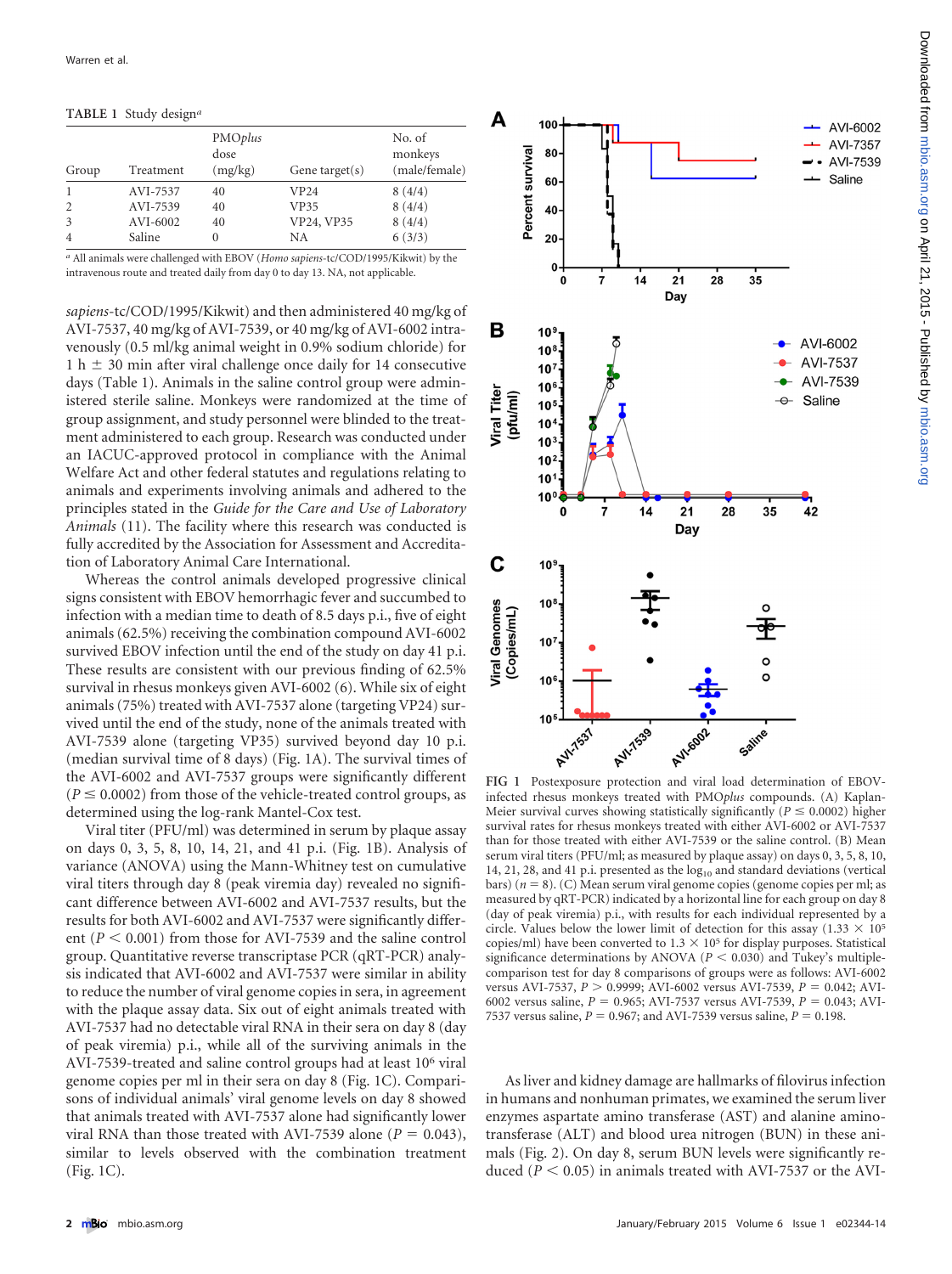**TABLE 1** Study design[a]

| Group | Treatment | PMO*plus* dose (mg/kg) | Gene target(s) | No. of monkeys (male/female) |
|---|---|---|---|---|
| 1 | AVI-7537 | 40 | VP24 | 8 (4/4) |
| 2 | AVI-7539 | 40 | VP35 | 8 (4/4) |
| 3 | AVI-6002 | 40 | VP24, VP35 | 8 (4/4) |
| 4 | Saline | 0 | NA | 6 (3/3) |

[a] All animals were challenged with EBOV (*Homo sapiens*-tc/COD/1995/Kikwit) by the intravenous route and treated daily from day 0 to day 13. NA, not applicable.

*sapiens*-tc/COD/1995/Kikwit) and then administered 40 mg/kg of AVI-7537, 40 mg/kg of AVI-7539, or 40 mg/kg of AVI-6002 intravenously (0.5 ml/kg animal weight in 0.9% sodium chloride) for 1 h ± 30 min after viral challenge once daily for 14 consecutive days (Table 1). Animals in the saline control group were administered sterile saline. Monkeys were randomized at the time of group assignment, and study personnel were blinded to the treatment administered to each group. Research was conducted under an IACUC-approved protocol in compliance with the Animal Welfare Act and other federal statutes and regulations relating to animals and experiments involving animals and adhered to the principles stated in the *Guide for the Care and Use of Laboratory Animals* (11). The facility where this research was conducted is fully accredited by the Association for Assessment and Accreditation of Laboratory Animal Care International.

Whereas the control animals developed progressive clinical signs consistent with EBOV hemorrhagic fever and succumbed to infection with a median time to death of 8.5 days p.i., five of eight animals (62.5%) receiving the combination compound AVI-6002 survived EBOV infection until the end of the study on day 41 p.i. These results are consistent with our previous finding of 62.5% survival in rhesus monkeys given AVI-6002 (6). While six of eight animals (75%) treated with AVI-7537 alone (targeting VP24) survived until the end of the study, none of the animals treated with AVI-7539 alone (targeting VP35) survived beyond day 10 p.i. (median survival time of 8 days) (Fig. 1A). The survival times of the AVI-6002 and AVI-7537 groups were significantly different ($P \leq 0.0002$) from those of the vehicle-treated control groups, as determined using the log-rank Mantel-Cox test.

Viral titer (PFU/ml) was determined in serum by plaque assay on days 0, 3, 5, 8, 10, 14, 21, and 41 p.i. (Fig. 1B). Analysis of variance (ANOVA) using the Mann-Whitney test on cumulative viral titers through day 8 (peak viremia day) revealed no significant difference between AVI-6002 and AVI-7537 results, but the results for both AVI-6002 and AVI-7537 were significantly different ($P < 0.001$) from those for AVI-7539 and the saline control group. Quantitative reverse transcriptase PCR (qRT-PCR) analysis indicated that AVI-6002 and AVI-7537 were similar in ability to reduce the number of viral genome copies in sera, in agreement with the plaque assay data. Six out of eight animals treated with AVI-7537 had no detectable viral RNA in their sera on day 8 (day of peak viremia) p.i., while all of the surviving animals in the AVI-7539-treated and saline control groups had at least $10^6$ viral genome copies per ml in their sera on day 8 (Fig. 1C). Comparisons of individual animals' viral genome levels on day 8 showed that animals treated with AVI-7537 alone had significantly lower viral RNA than those treated with AVI-7539 alone ($P = 0.043$), similar to levels observed with the combination treatment (Fig. 1C).

**FIG 1** Postexposure protection and viral load determination of EBOV-infected rhesus monkeys treated with PMO*plus* compounds. (A) Kaplan-Meier survival curves showing statistically significant ($P \leq 0.0002$) higher survival rates for rhesus monkeys treated with either AVI-6002 or AVI-7537 than for those treated with either AVI-7539 or the saline control. (B) Mean serum viral titers (PFU/ml; as measured by plaque assay) on days 0, 3, 5, 8, 10, 14, 21, 28, and 41 p.i. presented as the $\log_{10}$ and standard deviations (vertical bars) ($n = 8$). (C) Mean serum viral genome copies (genome copies per ml; as measured by qRT-PCR) indicated by a horizontal line for each group on day 8 (day of peak viremia) p.i., with results for each individual represented by a circle. Values below the lower limit of detection for this assay ($1.33 \times 10^5$ copies/ml) have been converted to $1.3 \times 10^5$ for display purposes. Statistical significance determinations by ANOVA ($P < 0.030$) and Tukey's multiple-comparison test for day 8 comparisons of groups were as follows: AVI-6002 versus AVI-7537, $P > 0.9999$; AVI-6002 versus AVI-7539, $P = 0.042$; AVI-6002 versus saline, $P = 0.965$; AVI-7537 versus AVI-7539, $P = 0.043$; AVI-7537 versus saline, $P = 0.967$; and AVI-7539 versus saline, $P = 0.198$.

As liver and kidney damage are hallmarks of filovirus infection in humans and nonhuman primates, we examined the serum liver enzymes aspartate amino transferase (AST) and alanine aminotransferase (ALT) and blood urea nitrogen (BUN) in these animals (Fig. 2). On day 8, serum BUN levels were significantly reduced ($P < 0.05$) in animals treated with AVI-7537 or the AVI-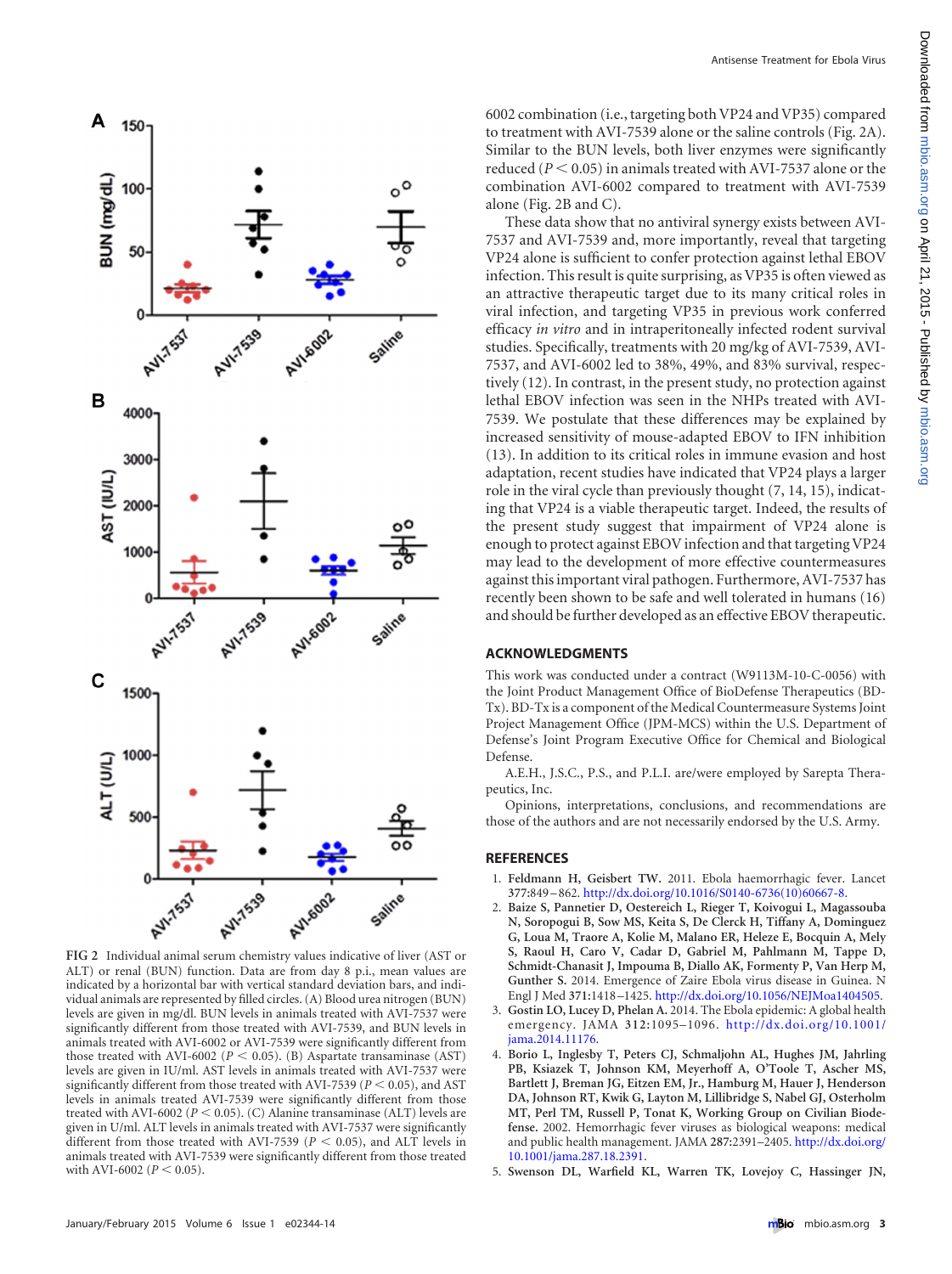6002 combination (i.e., targeting both VP24 and VP35) compared to treatment with AVI-7539 alone or the saline controls (Fig. 2A). Similar to the BUN levels, both liver enzymes were significantly reduced ($P < 0.05$) in animals treated with AVI-7537 alone or the combination AVI-6002 compared to treatment with AVI-7539 alone (Fig. 2B and C).

These data show that no antiviral synergy exists between AVI-7537 and AVI-7539 and, more importantly, reveal that targeting VP24 alone is sufficient to confer protection against lethal EBOV infection. This result is quite surprising, as VP35 is often viewed as an attractive therapeutic target due to its many critical roles in viral infection, and targeting VP35 in previous work conferred efficacy *in vitro* and in intraperitoneally infected rodent survival studies. Specifically, treatments with 20 mg/kg of AVI-7539, AVI-7537, and AVI-6002 led to 38%, 49%, and 83% survival, respectively (12). In contrast, in the present study, no protection against lethal EBOV infection was seen in the NHPs treated with AVI-7539. We postulate that these differences may be explained by increased sensitivity of mouse-adapted EBOV to IFN inhibition (13). In addition to its critical roles in immune evasion and host adaptation, recent studies have indicated that VP24 plays a larger role in the viral cycle than previously thought (7, 14, 15), indicating that VP24 is a viable therapeutic target. Indeed, the results of the present study suggest that impairment of VP24 alone is enough to protect against EBOV infection and that targeting VP24 may lead to the development of more effective countermeasures against this important viral pathogen. Furthermore, AVI-7537 has recently been shown to be safe and well tolerated in humans (16) and should be further developed as an effective EBOV therapeutic.

FIG 2 Individual animal serum chemistry values indicative of liver (AST or ALT) or renal (BUN) function. Data are from day 8 p.i., mean values are indicated by a horizontal bar with vertical standard deviation bars, and individual animals are represented by filled circles. (A) Blood urea nitrogen (BUN) levels are given in mg/dl. BUN levels in animals treated with AVI-7537 were significantly different from those treated with AVI-7539, and BUN levels in animals treated with AVI-6002 or AVI-7539 were significantly different from those treated with AVI-6002 ($P < 0.05$). (B) Aspartate transaminase (AST) levels are given in IU/ml. AST levels in animals treated with AVI-7537 were significantly different from those treated with AVI-7539 ($P < 0.05$), and AST levels in animals treated AVI-7539 were significantly different from those treated with AVI-6002 ($P < 0.05$). (C) Alanine transaminase (ALT) levels are given in U/ml. ALT levels in animals treated with AVI-7537 were significantly different from those treated with AVI-7539 ($P < 0.05$), and ALT levels in animals treated with AVI-7539 were significantly different from those treated with AVI-6002 ($P < 0.05$).

## ACKNOWLEDGMENTS

This work was conducted under a contract (W9113M-10-C-0056) with the Joint Product Management Office of BioDefense Therapeutics (BD-Tx). BD-Tx is a component of the Medical Countermeasure Systems Joint Project Management Office (JPM-MCS) within the U.S. Department of Defense's Joint Program Executive Office for Chemical and Biological Defense.

A.E.H., J.S.C., P.S., and P.L.I. are/were employed by Sarepta Therapeutics, Inc.

Opinions, interpretations, conclusions, and recommendations are those of the authors and are not necessarily endorsed by the U.S. Army.

## REFERENCES

1. **Feldmann H, Geisbert TW.** 2011. Ebola haemorrhagic fever. Lancet **377:**849–862. http://dx.doi.org/10.1016/S0140-6736(10)60667-8.
2. **Baize S, Pannetier D, Oestereich L, Rieger T, Koivogui L, Magassouba N, Soropogui B, Sow MS, Keita S, De Clerck H, Tiffany A, Dominguez G, Loua M, Traore A, Kolie M, Malano ER, Heleze E, Bocquin A, Mely S, Raoul H, Caro V, Cadar D, Gabriel M, Pahlmann M, Tappe D, Schmidt-Chanasit J, Impouma B, Diallo AK, Formenty P, Van Herp M, Gunther S.** 2014. Emergence of Zaire Ebola virus disease in Guinea. N Engl J Med **371:**1418–1425. http://dx.doi.org/10.1056/NEJMoa1404505.
3. **Gostin LO, Lucey D, Phelan A.** 2014. The Ebola epidemic: A global health emergency. JAMA **312:**1095–1096. http://dx.doi.org/10.1001/jama.2014.11176.
4. **Borio L, Inglesby T, Peters CJ, Schmaljohn AL, Hughes JM, Jahrling PB, Ksiazek T, Johnson KM, Meyerhoff A, O'Toole T, Ascher MS, Bartlett J, Breman JG, Eitzen EM, Jr., Hamburg M, Hauer J, Henderson DA, Johnson RT, Kwik G, Layton M, Lillibridge S, Nabel GJ, Osterholm MT, Perl TM, Russell P, Tonat K, Working Group on Civilian Biodefense.** 2002. Hemorrhagic fever viruses as biological weapons: medical and public health management. JAMA **287:**2391–2405. http://dx.doi.org/10.1001/jama.287.18.2391.
5. **Swenson DL, Warfield KL, Warren TK, Lovejoy C, Hassinger JN,**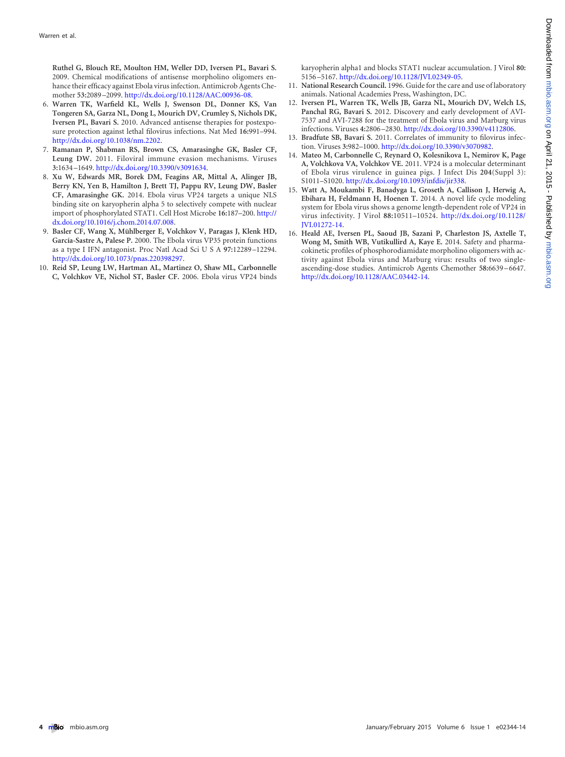Ruthel G, Blouch RE, Moulton HM, Weller DD, Iversen PL, Bavari S. 2009. Chemical modifications of antisense morpholino oligomers enhance their efficacy against Ebola virus infection. Antimicrob Agents Chemother **53:**2089–2099. http://dx.doi.org/10.1128/AAC.00936-08.

6. **Warren TK, Warfield KL, Wells J, Swenson DL, Donner KS, Van Tongeren SA, Garza NL, Dong L, Mourich DV, Crumley S, Nichols DK, Iversen PL, Bavari S.** 2010. Advanced antisense therapies for postexposure protection against lethal filovirus infections. Nat Med **16:**991–994. http://dx.doi.org/10.1038/nm.2202.
7. **Ramanan P, Shabman RS, Brown CS, Amarasinghe GK, Basler CF, Leung DW.** 2011. Filoviral immune evasion mechanisms. Viruses **3:**1634–1649. http://dx.doi.org/10.3390/v3091634.
8. **Xu W, Edwards MR, Borek DM, Feagins AR, Mittal A, Alinger JB, Berry KN, Yen B, Hamilton J, Brett TJ, Pappu RV, Leung DW, Basler CF, Amarasinghe GK.** 2014. Ebola virus VP24 targets a unique NLS binding site on karyopherin alpha 5 to selectively compete with nuclear import of phosphorylated STAT1. Cell Host Microbe **16:**187–200. http://dx.doi.org/10.1016/j.chom.2014.07.008.
9. **Basler CF, Wang X, Mühlberger E, Volchkov V, Paragas J, Klenk HD, García-Sastre A, Palese P.** 2000. The Ebola virus VP35 protein functions as a type I IFN antagonist. Proc Natl Acad Sci U S A **97:**12289–12294. http://dx.doi.org/10.1073/pnas.220398297.
10. **Reid SP, Leung LW, Hartman AL, Martinez O, Shaw ML, Carbonnelle C, Volchkov VE, Nichol ST, Basler CF.** 2006. Ebola virus VP24 binds karyopherin alpha1 and blocks STAT1 nuclear accumulation. J Virol **80:**5156–5167. http://dx.doi.org/10.1128/JVI.02349-05.
11. **National Research Council.** 1996. Guide for the care and use of laboratory animals. National Academies Press, Washington, DC.
12. **Iversen PL, Warren TK, Wells JB, Garza NL, Mourich DV, Welch LS, Panchal RG, Bavari S.** 2012. Discovery and early development of AVI-7537 and AVI-7288 for the treatment of Ebola virus and Marburg virus infections. Viruses **4:**2806–2830. http://dx.doi.org/10.3390/v4112806.
13. **Bradfute SB, Bavari S.** 2011. Correlates of immunity to filovirus infection. Viruses **3:**982–1000. http://dx.doi.org/10.3390/v3070982.
14. **Mateo M, Carbonnelle C, Reynard O, Kolesnikova L, Nemirov K, Page A, Volchkova VA, Volchkov VE.** 2011. VP24 is a molecular determinant of Ebola virus virulence in guinea pigs. J Infect Dis **204**(Suppl 3): S1011–S1020. http://dx.doi.org/10.1093/infdis/jir338.
15. **Watt A, Moukambi F, Banadyga L, Groseth A, Callison J, Herwig A, Ebihara H, Feldmann H, Hoenen T.** 2014. A novel life cycle modeling system for Ebola virus shows a genome length-dependent role of VP24 in virus infectivity. J Virol **88:**10511–10524. http://dx.doi.org/10.1128/JVI.01272-14.
16. **Heald AE, Iversen PL, Saoud JB, Sazani P, Charleston JS, Axtelle T, Wong M, Smith WB, Vutikullird A, Kaye E.** 2014. Safety and pharmacokinetic profiles of phosphorodiamidate morpholino oligomers with activity against Ebola virus and Marburg virus: results of two single-ascending-dose studies. Antimicrob Agents Chemother **58:**6639–6647. http://dx.doi.org/10.1128/AAC.03442-14.